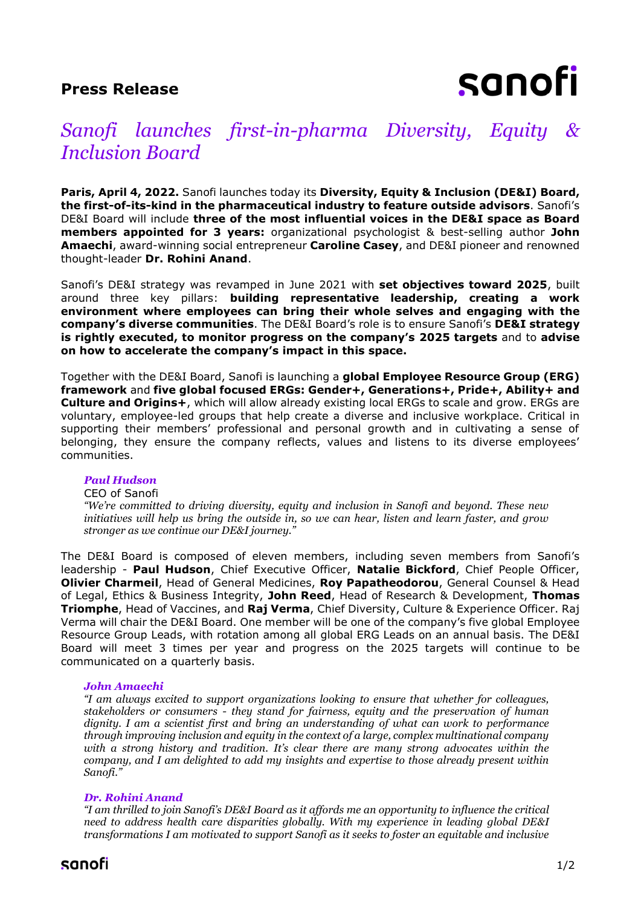**Press Release**

# *Sanofi launches first-in-pharma Diversity, Equity & Inclusion Board*

**Paris, April 4, 2022.** Sanofi launches today its **Diversity, Equity & Inclusion (DE&I) Board, the first-of-its-kind in the pharmaceutical industry to feature outside advisors**. Sanofi's DE&I Board will include **three of the most influential voices in the DE&I space as Board members appointed for 3 years:** organizational psychologist & best-selling author **John Amaechi**, award-winning social entrepreneur **Caroline Casey**, and DE&I pioneer and renowned thought-leader **Dr. Rohini Anand**.

Sanofi's DE&I strategy was revamped in June 2021 with **set objectives toward 2025**, built around three key pillars: **building representative leadership, creating a work environment where employees can bring their whole selves and engaging with the company's diverse communities**. The DE&I Board's role is to ensure Sanofi's **DE&I strategy is rightly executed, to monitor progress on the company's 2025 targets** and to **advise on how to accelerate the company's impact in this space.**

Together with the DE&I Board, Sanofi is launching a **global Employee Resource Group (ERG) framework** and **five global focused ERGs: Gender+, Generations+, Pride+, Ability+ and Culture and Origins+**, which will allow already existing local ERGs to scale and grow. ERGs are voluntary, employee-led groups that help create a diverse and inclusive workplace. Critical in supporting their members' professional and personal growth and in cultivating a sense of belonging, they ensure the company reflects, values and listens to its diverse employees' communities.

> ***Paul Hudson***
> CEO of Sanofi
> *"We're committed to driving diversity, equity and inclusion in Sanofi and beyond. These new initiatives will help us bring the outside in, so we can hear, listen and learn faster, and grow stronger as we continue our DE&I journey."*

The DE&I Board is composed of eleven members, including seven members from Sanofi's leadership - **Paul Hudson**, Chief Executive Officer, **Natalie Bickford**, Chief People Officer, **Olivier Charmeil**, Head of General Medicines, **Roy Papatheodorou**, General Counsel & Head of Legal, Ethics & Business Integrity, **John Reed**, Head of Research & Development, **Thomas Triomphe**, Head of Vaccines, and **Raj Verma**, Chief Diversity, Culture & Experience Officer. Raj Verma will chair the DE&I Board. One member will be one of the company's five global Employee Resource Group Leads, with rotation among all global ERG Leads on an annual basis. The DE&I Board will meet 3 times per year and progress on the 2025 targets will continue to be communicated on a quarterly basis.

> ***John Amaechi***
> *"I am always excited to support organizations looking to ensure that whether for colleagues, stakeholders or consumers - they stand for fairness, equity and the preservation of human dignity. I am a scientist first and bring an understanding of what can work to performance through improving inclusion and equity in the context of a large, complex multinational company with a strong history and tradition. It's clear there are many strong advocates within the company, and I am delighted to add my insights and expertise to those already present within Sanofi."*

> ***Dr. Rohini Anand***
> *"I am thrilled to join Sanofi's DE&I Board as it affords me an opportunity to influence the critical need to address health care disparities globally. With my experience in leading global DE&I transformations I am motivated to support Sanofi as it seeks to foster an equitable and inclusive*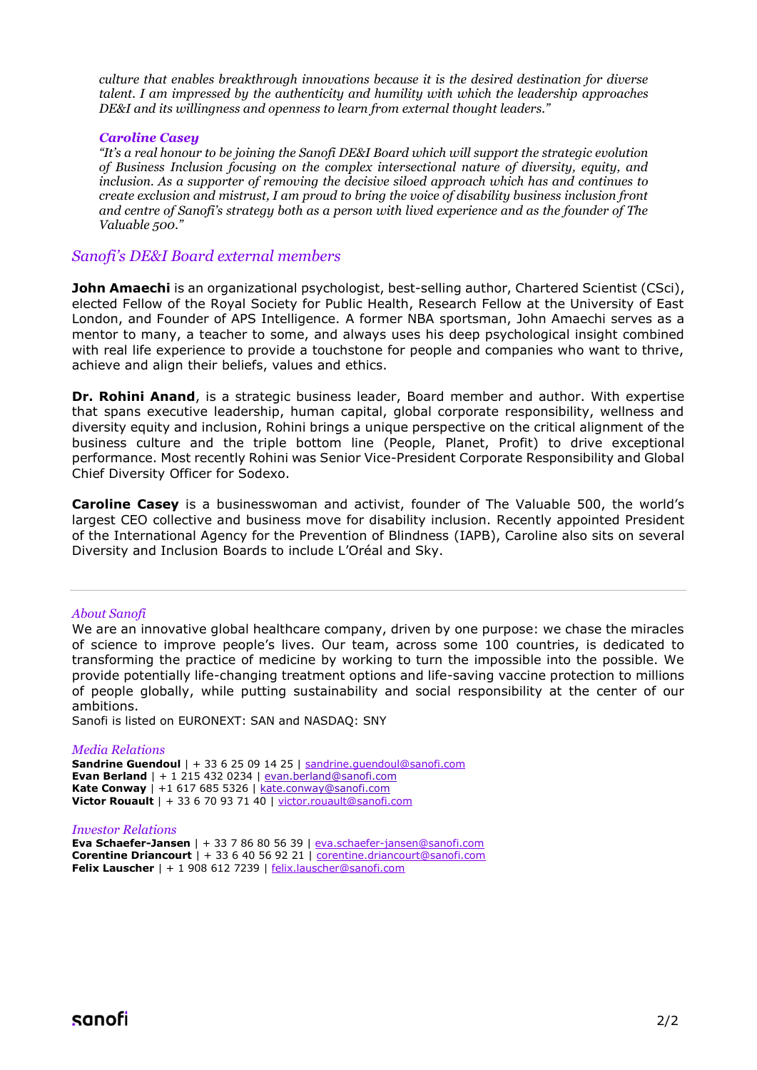*culture that enables breakthrough innovations because it is the desired destination for diverse talent. I am impressed by the authenticity and humility with which the leadership approaches DE&I and its willingness and openness to learn from external thought leaders."*

***Caroline Casey***

*"It's a real honour to be joining the Sanofi DE&I Board which will support the strategic evolution of Business Inclusion focusing on the complex intersectional nature of diversity, equity, and inclusion. As a supporter of removing the decisive siloed approach which has and continues to create exclusion and mistrust, I am proud to bring the voice of disability business inclusion front and centre of Sanofi's strategy both as a person with lived experience and as the founder of The Valuable 500."*

## *Sanofi's DE&I Board external members*

**John Amaechi** is an organizational psychologist, best-selling author, Chartered Scientist (CSci), elected Fellow of the Royal Society for Public Health, Research Fellow at the University of East London, and Founder of APS Intelligence. A former NBA sportsman, John Amaechi serves as a mentor to many, a teacher to some, and always uses his deep psychological insight combined with real life experience to provide a touchstone for people and companies who want to thrive, achieve and align their beliefs, values and ethics.

**Dr. Rohini Anand**, is a strategic business leader, Board member and author. With expertise that spans executive leadership, human capital, global corporate responsibility, wellness and diversity equity and inclusion, Rohini brings a unique perspective on the critical alignment of the business culture and the triple bottom line (People, Planet, Profit) to drive exceptional performance. Most recently Rohini was Senior Vice-President Corporate Responsibility and Global Chief Diversity Officer for Sodexo.

**Caroline Casey** is a businesswoman and activist, founder of The Valuable 500, the world's largest CEO collective and business move for disability inclusion. Recently appointed President of the International Agency for the Prevention of Blindness (IAPB), Caroline also sits on several Diversity and Inclusion Boards to include L'Oréal and Sky.

---

*About Sanofi*

We are an innovative global healthcare company, driven by one purpose: we chase the miracles of science to improve people's lives. Our team, across some 100 countries, is dedicated to transforming the practice of medicine by working to turn the impossible into the possible. We provide potentially life-changing treatment options and life-saving vaccine protection to millions of people globally, while putting sustainability and social responsibility at the center of our ambitions.

Sanofi is listed on EURONEXT: SAN and NASDAQ: SNY

*Media Relations*

**Sandrine Guendoul** | + 33 6 25 09 14 25 | sandrine.guendoul@sanofi.com
**Evan Berland** | + 1 215 432 0234 | evan.berland@sanofi.com
**Kate Conway** | +1 617 685 5326 | kate.conway@sanofi.com
**Victor Rouault** | + 33 6 70 93 71 40 | victor.rouault@sanofi.com

*Investor Relations*

**Eva Schaefer-Jansen** | + 33 7 86 80 56 39 | eva.schaefer-jansen@sanofi.com
**Corentine Driancourt** | + 33 6 40 56 92 21 | corentine.driancourt@sanofi.com
**Felix Lauscher** | + 1 908 612 7239 | felix.lauscher@sanofi.com